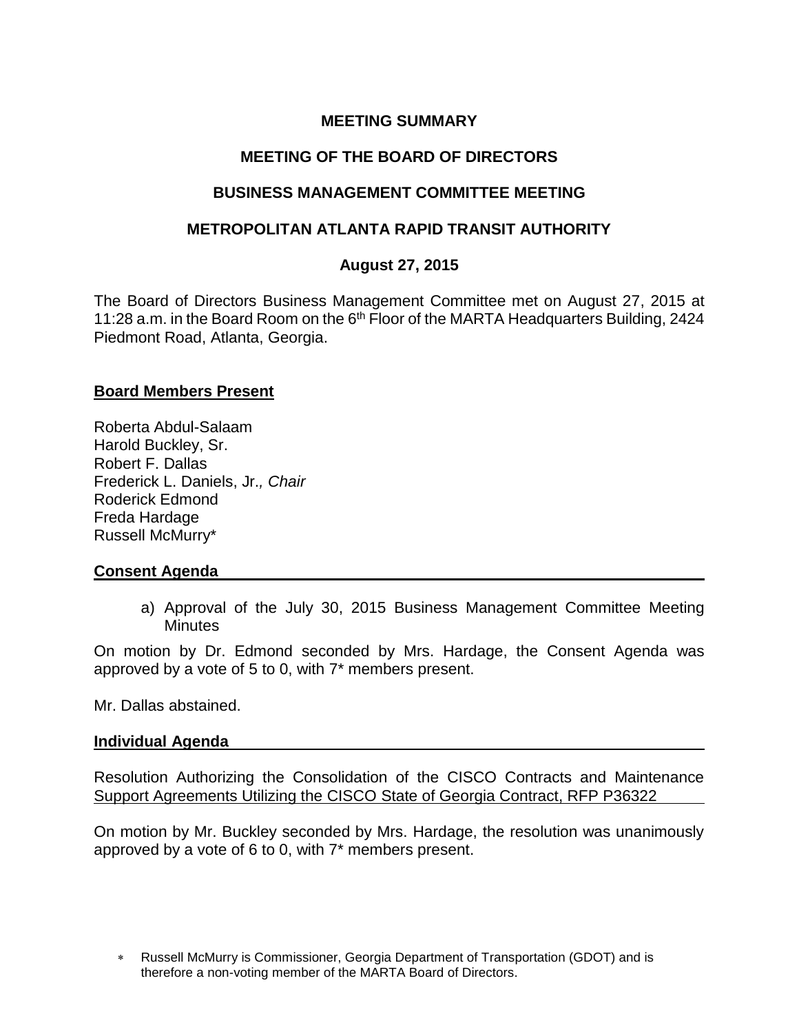# MEETING SUMMARY

## MEETING OF THE BOARD OF DIRECTORS

## BUSINESS MANAGEMENT COMMITTEE MEETING

## METROPOLITAN ATLANTA RAPID TRANSIT AUTHORITY

### August 27, 2015

The Board of Directors Business Management Committee met on August 27, 2015 at 11:28 a.m. in the Board Room on the 6th Floor of the MARTA Headquarters Building, 2424 Piedmont Road, Atlanta, Georgia.

**Board Members Present**

Roberta Abdul-Salaam
Harold Buckley, Sr.
Robert F. Dallas
Frederick L. Daniels, Jr., *Chair*
Roderick Edmond
Freda Hardage
Russell McMurry*

**Consent Agenda**

a) Approval of the July 30, 2015 Business Management Committee Meeting Minutes

On motion by Dr. Edmond seconded by Mrs. Hardage, the Consent Agenda was approved by a vote of 5 to 0, with 7* members present.

Mr. Dallas abstained.

**Individual Agenda**

Resolution Authorizing the Consolidation of the CISCO Contracts and Maintenance Support Agreements Utilizing the CISCO State of Georgia Contract, RFP P36322

On motion by Mr. Buckley seconded by Mrs. Hardage, the resolution was unanimously approved by a vote of 6 to 0, with 7* members present.

* Russell McMurry is Commissioner, Georgia Department of Transportation (GDOT) and is therefore a non-voting member of the MARTA Board of Directors.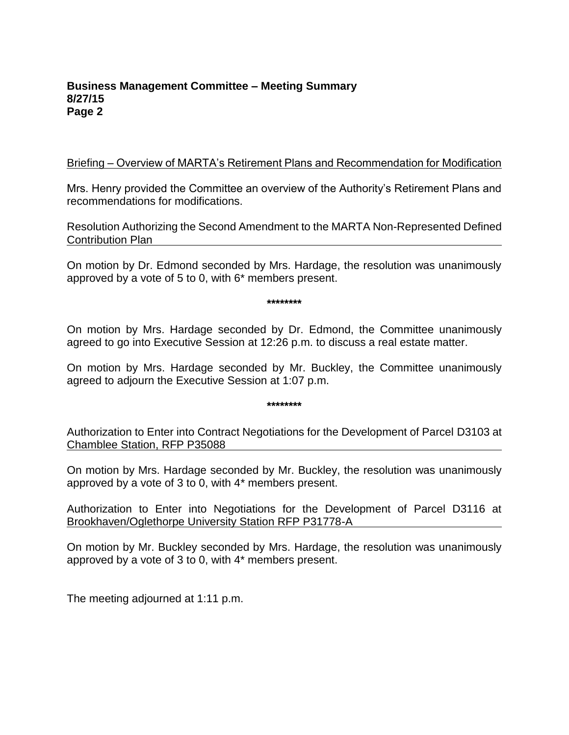Briefing – Overview of MARTA's Retirement Plans and Recommendation for Modification

Mrs. Henry provided the Committee an overview of the Authority's Retirement Plans and recommendations for modifications.

Resolution Authorizing the Second Amendment to the MARTA Non-Represented Defined Contribution Plan

On motion by Dr. Edmond seconded by Mrs. Hardage, the resolution was unanimously approved by a vote of 5 to 0, with 6* members present.

********

On motion by Mrs. Hardage seconded by Dr. Edmond, the Committee unanimously agreed to go into Executive Session at 12:26 p.m. to discuss a real estate matter.

On motion by Mrs. Hardage seconded by Mr. Buckley, the Committee unanimously agreed to adjourn the Executive Session at 1:07 p.m.

********

Authorization to Enter into Contract Negotiations for the Development of Parcel D3103 at Chamblee Station, RFP P35088

On motion by Mrs. Hardage seconded by Mr. Buckley, the resolution was unanimously approved by a vote of 3 to 0, with 4* members present.

Authorization to Enter into Negotiations for the Development of Parcel D3116 at Brookhaven/Oglethorpe University Station RFP P31778-A

On motion by Mr. Buckley seconded by Mrs. Hardage, the resolution was unanimously approved by a vote of 3 to 0, with 4* members present.

The meeting adjourned at 1:11 p.m.